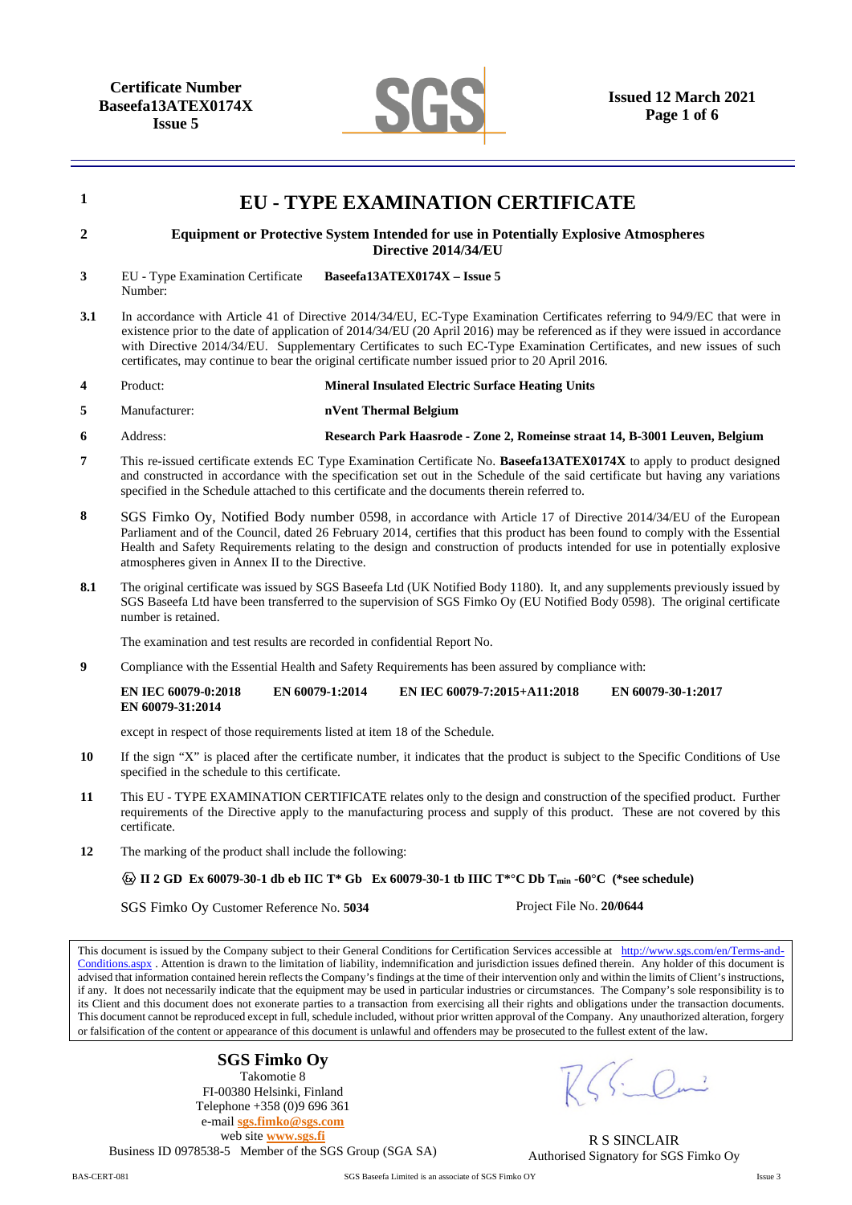**Certificate Number Baseefa13ATEX0174X Issue 5**

**Issued 12 March 2021**

# 1 EU - TYPE EXAMINATION CERTIFICATE

**2** **Equipment or Protective System Intended for use in Potentially Explosive Atmospheres Directive 2014/34/EU**

**3** EU - Type Examination Certificate Number: **Baseefa13ATEX0174X – Issue 5**

**3.1** In accordance with Article 41 of Directive 2014/34/EU, EC-Type Examination Certificates referring to 94/9/EC that were in existence prior to the date of application of 2014/34/EU (20 April 2016) may be referenced as if they were issued in accordance with Directive 2014/34/EU. Supplementary Certificates to such EC-Type Examination Certificates, and new issues of such certificates, may continue to bear the original certificate number issued prior to 20 April 2016.

**4** Product: **Mineral Insulated Electric Surface Heating Units**

**5** Manufacturer: **nVent Thermal Belgium**

**6** Address: **Research Park Haasrode - Zone 2, Romeinse straat 14, B-3001 Leuven, Belgium**

**7** This re-issued certificate extends EC Type Examination Certificate No. **Baseefa13ATEX0174X** to apply to product designed and constructed in accordance with the specification set out in the Schedule of the said certificate but having any variations specified in the Schedule attached to this certificate and the documents therein referred to.

**8** SGS Fimko Oy, Notified Body number 0598, in accordance with Article 17 of Directive 2014/34/EU of the European Parliament and of the Council, dated 26 February 2014, certifies that this product has been found to comply with the Essential Health and Safety Requirements relating to the design and construction of products intended for use in potentially explosive atmospheres given in Annex II to the Directive.

**8.1** The original certificate was issued by SGS Baseefa Ltd (UK Notified Body 1180). It, and any supplements previously issued by SGS Baseefa Ltd have been transferred to the supervision of SGS Fimko Oy (EU Notified Body 0598). The original certificate number is retained.

The examination and test results are recorded in confidential Report No.

**9** Compliance with the Essential Health and Safety Requirements has been assured by compliance with:

**EN IEC 60079-0:2018 EN 60079-1:2014 EN IEC 60079-7:2015+A11:2018 EN 60079-30-1:2017 EN 60079-31:2014**

except in respect of those requirements listed at item 18 of the Schedule.

**10** If the sign "X" is placed after the certificate number, it indicates that the product is subject to the Specific Conditions of Use specified in the schedule to this certificate.

**11** This EU - TYPE EXAMINATION CERTIFICATE relates only to the design and construction of the specified product. Further requirements of the Directive apply to the manufacturing process and supply of this product. These are not covered by this certificate.

**12** The marking of the product shall include the following:

**Ⓔx II 2 GD Ex 60079-30-1 db eb IIC T* Gb Ex 60079-30-1 tb IIIC T*°C Db $T_{min}$ -60°C (*see schedule)**

SGS Fimko Oy Customer Reference No. **5034**

Project File No. **20/0644**

This document is issued by the Company subject to their General Conditions for Certification Services accessible at http://www.sgs.com/en/Terms-and-Conditions.aspx . Attention is drawn to the limitation of liability, indemnification and jurisdiction issues defined therein. Any holder of this document is advised that information contained herein reflects the Company's findings at the time of their intervention only and within the limits of Client's instructions, if any. It does not necessarily indicate that the equipment may be used in particular industries or circumstances. The Company's sole responsibility is to its Client and this document does not exonerate parties to a transaction from exercising all their rights and obligations under the transaction documents. This document cannot be reproduced except in full, schedule included, without prior written approval of the Company. Any unauthorized alteration, forgery or falsification of the content or appearance of this document is unlawful and offenders may be prosecuted to the fullest extent of the law.

**SGS Fimko Oy**
Takomotie 8
FI-00380 Helsinki, Finland
Telephone +358 (0)9 696 361
e-mail sgs.fimko@sgs.com
web site www.sgs.fi
Business ID 0978538-5 Member of the SGS Group (SGA SA)

R S SINCLAIR
Authorised Signatory for SGS Fimko Oy

BAS-CERT-081 SGS Baseefa Limited is an associate of SGS Fimko OY Issue 3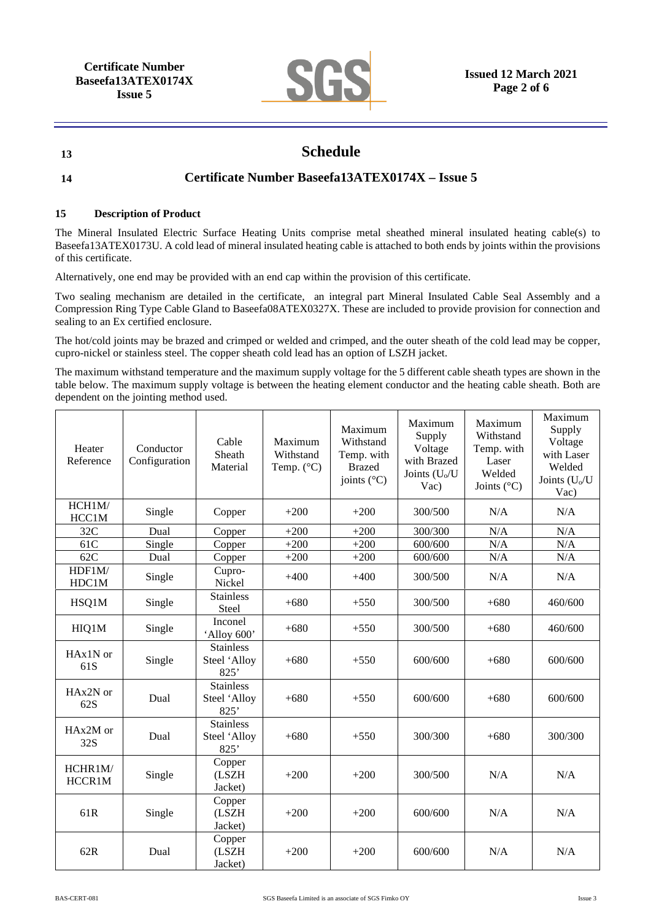**13** 

# Schedule

**14** 

## Certificate Number Baseefa13ATEX0174X – Issue 5

**15 Description of Product**

The Mineral Insulated Electric Surface Heating Units comprise metal sheathed mineral insulated heating cable(s) to Baseefa13ATEX0173U. A cold lead of mineral insulated heating cable is attached to both ends by joints within the provisions of this certificate.

Alternatively, one end may be provided with an end cap within the provision of this certificate.

Two sealing mechanism are detailed in the certificate, an integral part Mineral Insulated Cable Seal Assembly and a Compression Ring Type Cable Gland to Baseefa08ATEX0327X. These are included to provide provision for connection and sealing to an Ex certified enclosure.

The hot/cold joints may be brazed and crimped or welded and crimped, and the outer sheath of the cold lead may be copper, cupro-nickel or stainless steel. The copper sheath cold lead has an option of LSZH jacket.

The maximum withstand temperature and the maximum supply voltage for the 5 different cable sheath types are shown in the table below. The maximum supply voltage is between the heating element conductor and the heating cable sheath. Both are dependent on the jointing method used.

| Heater Reference | Conductor Configuration | Cable Sheath Material | Maximum Withstand Temp. (°C) | Maximum Withstand Temp. with Brazed joints (°C) | Maximum Supply Voltage with Brazed Joints ($U_o$/U Vac) | Maximum Withstand Temp. with Laser Welded Joints (°C) | Maximum Supply Voltage with Laser Welded Joints ($U_o$/U Vac) |
|---|---|---|---|---|---|---|---|
| HCH1M/ HCC1M | Single | Copper | +200 | +200 | 300/500 | N/A | N/A |
| 32C | Dual | Copper | +200 | +200 | 300/300 | N/A | N/A |
| 61C | Single | Copper | +200 | +200 | 600/600 | N/A | N/A |
| 62C | Dual | Copper | +200 | +200 | 600/600 | N/A | N/A |
| HDF1M/ HDC1M | Single | Cupro-Nickel | +400 | +400 | 300/500 | N/A | N/A |
| HSQ1M | Single | Stainless Steel | +680 | +550 | 300/500 | +680 | 460/600 |
| HIQ1M | Single | Inconel 'Alloy 600' | +680 | +550 | 300/500 | +680 | 460/600 |
| HAx1N or 61S | Single | Stainless Steel 'Alloy 825' | +680 | +550 | 600/600 | +680 | 600/600 |
| HAx2N or 62S | Dual | Stainless Steel 'Alloy 825' | +680 | +550 | 600/600 | +680 | 600/600 |
| HAx2M or 32S | Dual | Stainless Steel 'Alloy 825' | +680 | +550 | 300/300 | +680 | 300/300 |
| HCHR1M/ HCCR1M | Single | Copper (LSZH Jacket) | +200 | +200 | 300/500 | N/A | N/A |
| 61R | Single | Copper (LSZH Jacket) | +200 | +200 | 600/600 | N/A | N/A |
| 62R | Dual | Copper (LSZH Jacket) | +200 | +200 | 600/600 | N/A | N/A |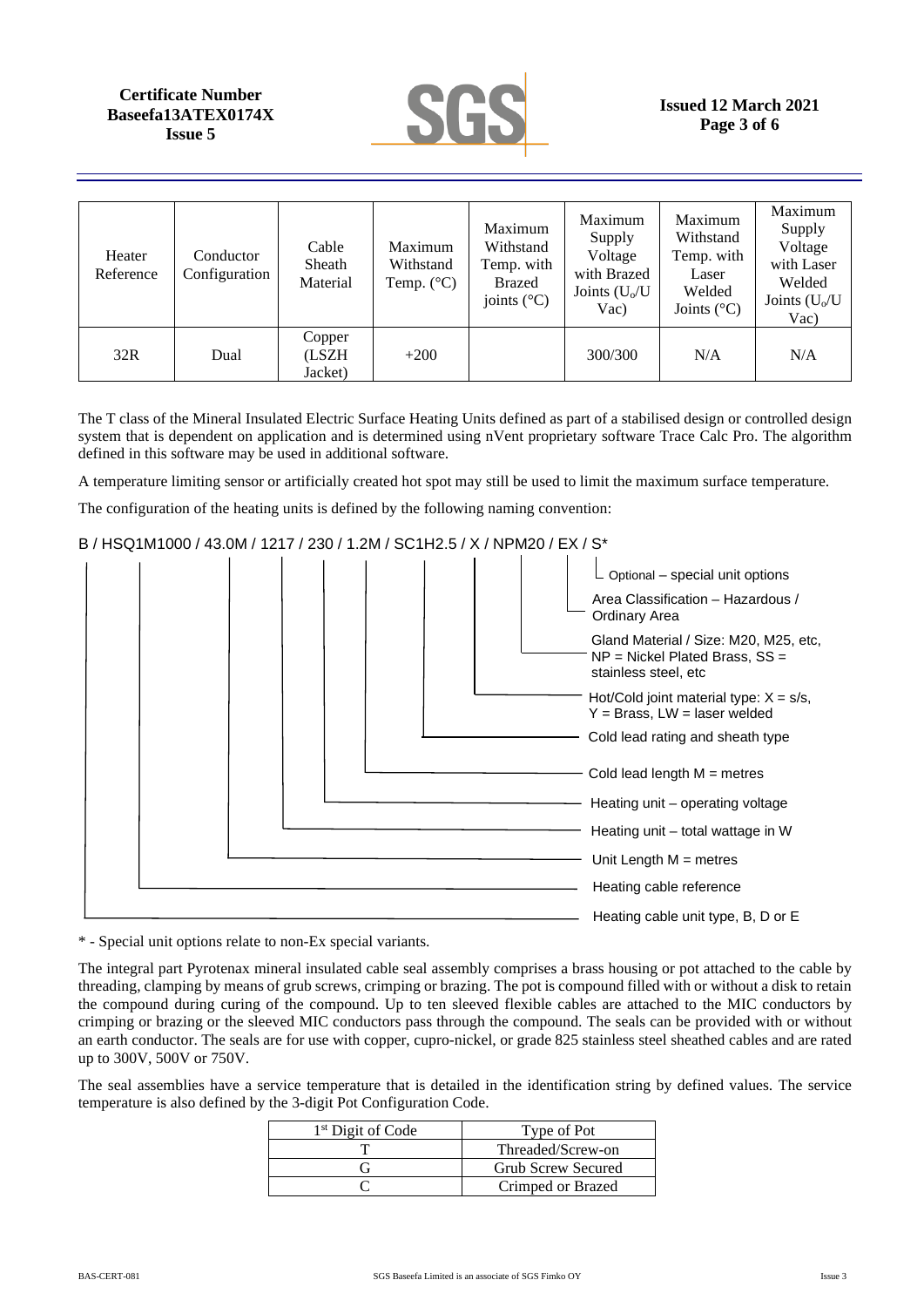| Heater Reference | Conductor Configuration | Cable Sheath Material | Maximum Withstand Temp. (°C) | Maximum Withstand Temp. with Brazed joints (°C) | Maximum Supply Voltage with Brazed Joints ($U_o$/U Vac) | Maximum Withstand Temp. with Laser Welded Joints (°C) | Maximum Supply Voltage with Laser Welded Joints ($U_o$/U Vac) |
|---|---|---|---|---|---|---|---|
| 32R | Dual | Copper (LSZH Jacket) | +200 | | 300/300 | N/A | N/A |

The T class of the Mineral Insulated Electric Surface Heating Units defined as part of a stabilised design or controlled design system that is dependent on application and is determined using nVent proprietary software Trace Calc Pro. The algorithm defined in this software may be used in additional software.

A temperature limiting sensor or artificially created hot spot may still be used to limit the maximum surface temperature.

The configuration of the heating units is defined by the following naming convention:

B / HSQ1M1000 / 43.0M / 1217 / 230 / 1.2M / SC1H2.5 / X / NPM20 / EX / S*

- Optional – special unit options
- Area Classification – Hazardous / Ordinary Area
- Gland Material / Size: M20, M25, etc, NP = Nickel Plated Brass, SS = stainless steel, etc
- Hot/Cold joint material type: X = s/s, Y = Brass, LW = laser welded
- Cold lead rating and sheath type
- Cold lead length M = metres
- Heating unit – operating voltage
- Heating unit – total wattage in W
- Unit Length M = metres
- Heating cable reference
- Heating cable unit type, B, D or E

\* - Special unit options relate to non-Ex special variants.

The integral part Pyrotenax mineral insulated cable seal assembly comprises a brass housing or pot attached to the cable by threading, clamping by means of grub screws, crimping or brazing. The pot is compound filled with or without a disk to retain the compound during curing of the compound. Up to ten sleeved flexible cables are attached to the MIC conductors by crimping or brazing or the sleeved MIC conductors pass through the compound. The seals can be provided with or without an earth conductor. The seals are for use with copper, cupro-nickel, or grade 825 stainless steel sheathed cables and are rated up to 300V, 500V or 750V.

The seal assemblies have a service temperature that is detailed in the identification string by defined values. The service temperature is also defined by the 3-digit Pot Configuration Code.

| 1st Digit of Code | Type of Pot |
|---|---|
| T | Threaded/Screw-on |
| G | Grub Screw Secured |
| C | Crimped or Brazed |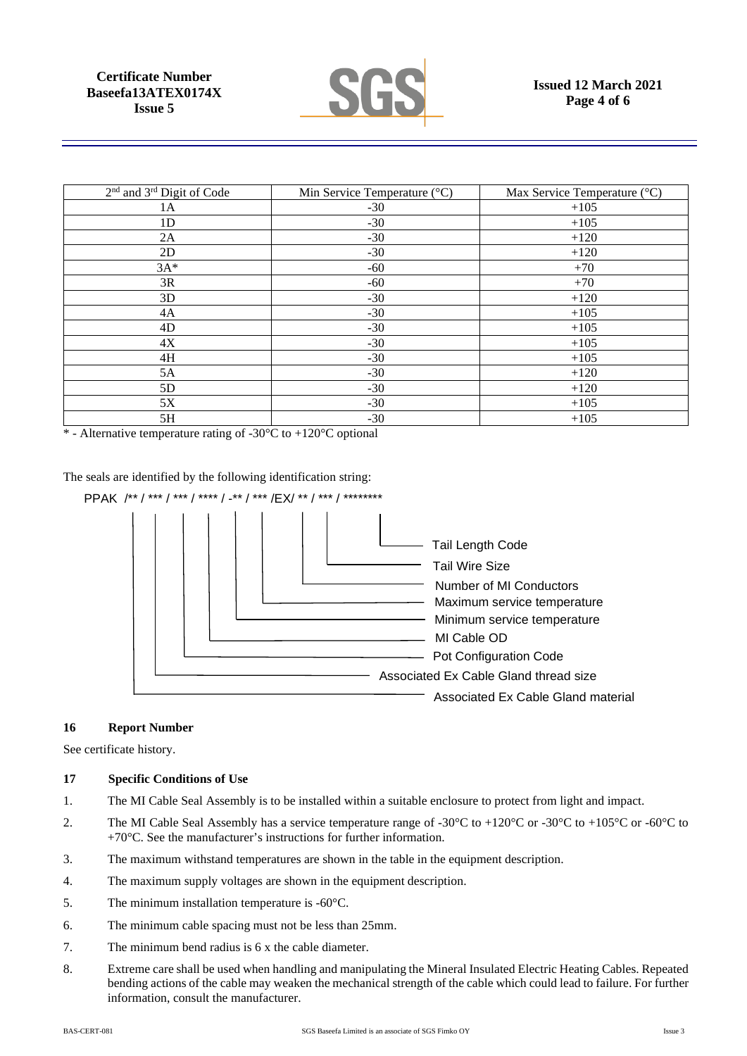| 2nd and 3rd Digit of Code | Min Service Temperature (°C) | Max Service Temperature (°C) |
|---|---|---|
| 1A | -30 | +105 |
| 1D | -30 | +105 |
| 2A | -30 | +120 |
| 2D | -30 | +120 |
| 3A* | -60 | +70 |
| 3R | -60 | +70 |
| 3D | -30 | +120 |
| 4A | -30 | +105 |
| 4D | -30 | +105 |
| 4X | -30 | +105 |
| 4H | -30 | +105 |
| 5A | -30 | +120 |
| 5D | -30 | +120 |
| 5X | -30 | +105 |
| 5H | -30 | +105 |

* - Alternative temperature rating of -30°C to +120°C optional

The seals are identified by the following identification string:

PPAK /** / *** / *** / **** / -** / *** /EX/ ** / *** / ********

Tail Length Code
Tail Wire Size
Number of MI Conductors
Maximum service temperature
Minimum service temperature
MI Cable OD
Pot Configuration Code
Associated Ex Cable Gland thread size
Associated Ex Cable Gland material

## 16 Report Number

See certificate history.

## 17 Specific Conditions of Use

1. The MI Cable Seal Assembly is to be installed within a suitable enclosure to protect from light and impact.
2. The MI Cable Seal Assembly has a service temperature range of -30°C to +120°C or -30°C to +105°C or -60°C to +70°C. See the manufacturer's instructions for further information.
3. The maximum withstand temperatures are shown in the table in the equipment description.
4. The maximum supply voltages are shown in the equipment description.
5. The minimum installation temperature is -60°C.
6. The minimum cable spacing must not be less than 25mm.
7. The minimum bend radius is 6 x the cable diameter.
8. Extreme care shall be used when handling and manipulating the Mineral Insulated Electric Heating Cables. Repeated bending actions of the cable may weaken the mechanical strength of the cable which could lead to failure. For further information, consult the manufacturer.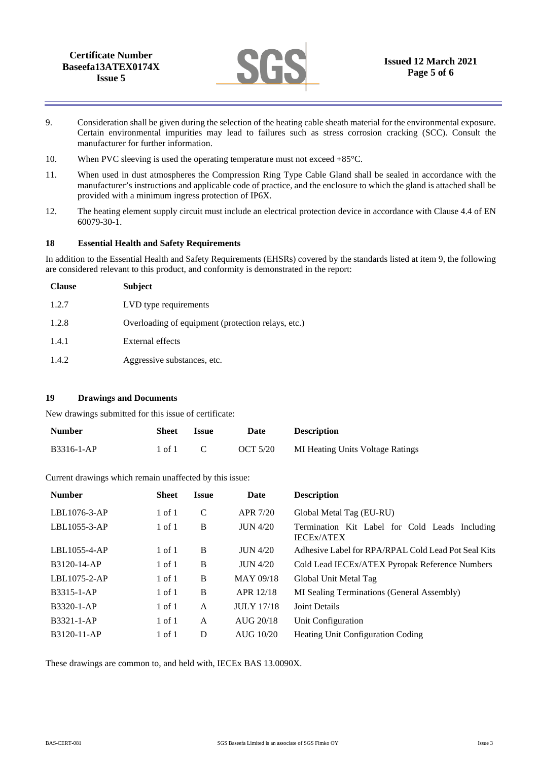9. Consideration shall be given during the selection of the heating cable sheath material for the environmental exposure. Certain environmental impurities may lead to failures such as stress corrosion cracking (SCC). Consult the manufacturer for further information.

10. When PVC sleeving is used the operating temperature must not exceed +85°C.

11. When used in dust atmospheres the Compression Ring Type Cable Gland shall be sealed in accordance with the manufacturer's instructions and applicable code of practice, and the enclosure to which the gland is attached shall be provided with a minimum ingress protection of IP6X.

12. The heating element supply circuit must include an electrical protection device in accordance with Clause 4.4 of EN 60079-30-1.

## 18 Essential Health and Safety Requirements

In addition to the Essential Health and Safety Requirements (EHSRs) covered by the standards listed at item 9, the following are considered relevant to this product, and conformity is demonstrated in the report:

| Clause | Subject |
|---|---|
| 1.2.7 | LVD type requirements |
| 1.2.8 | Overloading of equipment (protection relays, etc.) |
| 1.4.1 | External effects |
| 1.4.2 | Aggressive substances, etc. |

## 19 Drawings and Documents

New drawings submitted for this issue of certificate:

| Number | Sheet | Issue | Date | Description |
|---|---|---|---|---|
| B3316-1-AP | 1 of 1 | C | OCT 5/20 | MI Heating Units Voltage Ratings |

Current drawings which remain unaffected by this issue:

| Number | Sheet | Issue | Date | Description |
|---|---|---|---|---|
| LBL1076-3-AP | 1 of 1 | C | APR 7/20 | Global Metal Tag (EU-RU) |
| LBL1055-3-AP | 1 of 1 | B | JUN 4/20 | Termination Kit Label for Cold Leads Including IECEx/ATEX |
| LBL1055-4-AP | 1 of 1 | B | JUN 4/20 | Adhesive Label for RPA/RPAL Cold Lead Pot Seal Kits |
| B3120-14-AP | 1 of 1 | B | JUN 4/20 | Cold Lead IECEx/ATEX Pyropak Reference Numbers |
| LBL1075-2-AP | 1 of 1 | B | MAY 09/18 | Global Unit Metal Tag |
| B3315-1-AP | 1 of 1 | B | APR 12/18 | MI Sealing Terminations (General Assembly) |
| B3320-1-AP | 1 of 1 | A | JULY 17/18 | Joint Details |
| B3321-1-AP | 1 of 1 | A | AUG 20/18 | Unit Configuration |
| B3120-11-AP | 1 of 1 | D | AUG 10/20 | Heating Unit Configuration Coding |

These drawings are common to, and held with, IECEx BAS 13.0090X.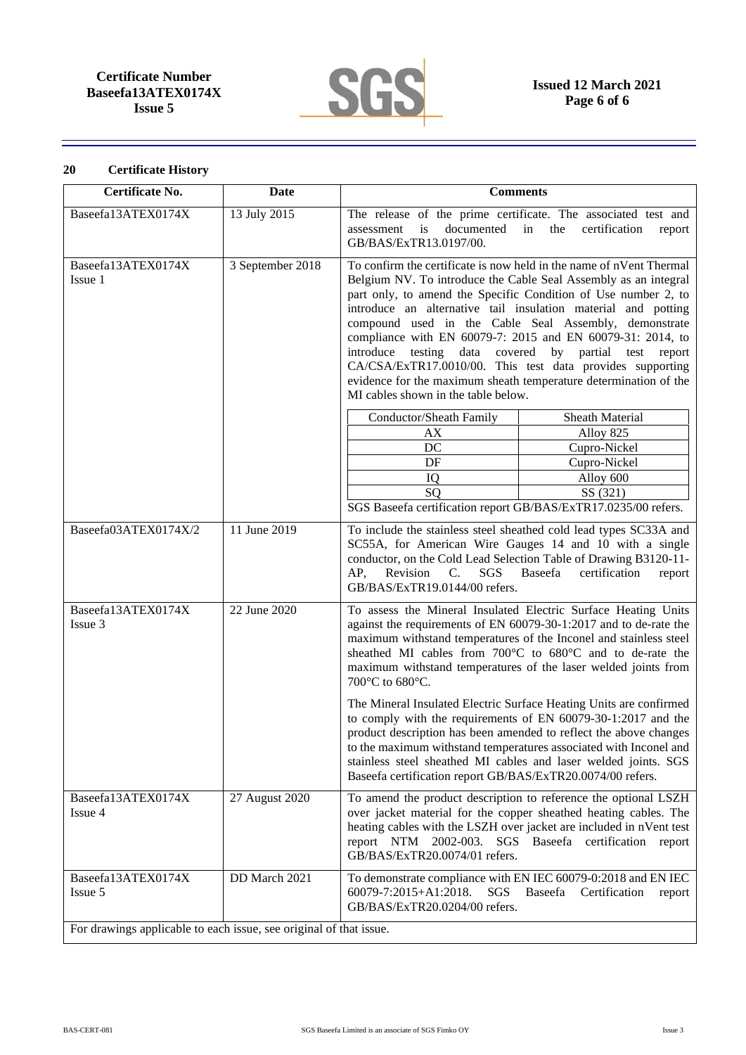## 20 Certificate History

| Certificate No. | Date | Comments |
|---|---|---|
| Baseefa13ATEX0174X | 13 July 2015 | The release of the prime certificate. The associated test and assessment is documented in the certification report GB/BAS/ExTR13.0197/00. |
| Baseefa13ATEX0174X Issue 1 | 3 September 2018 | To confirm the certificate is now held in the name of nVent Thermal Belgium NV. To introduce the Cable Seal Assembly as an integral part only, to amend the Specific Condition of Use number 2, to introduce an alternative tail insulation material and potting compound used in the Cable Seal Assembly, demonstrate compliance with EN 60079-7: 2015 and EN 60079-31: 2014, to introduce testing data covered by partial test report CA/CSA/ExTR17.0010/00. This test data provides supporting evidence for the maximum sheath temperature determination of the MI cables shown in the table below.<br><br>Conductor/Sheath Family – Sheath Material:<br>AX – Alloy 825<br>DC – Cupro-Nickel<br>DF – Cupro-Nickel<br>IQ – Alloy 600<br>SQ – SS (321)<br><br>SGS Baseefa certification report GB/BAS/ExTR17.0235/00 refers. |
| Baseefa03ATEX0174X/2 | 11 June 2019 | To include the stainless steel sheathed cold lead types SC33A and SC55A, for American Wire Gauges 14 and 10 with a single conductor, on the Cold Lead Selection Table of Drawing B3120-11-AP, Revision C. SGS Baseefa certification report GB/BAS/ExTR19.0144/00 refers. |
| Baseefa13ATEX0174X Issue 3 | 22 June 2020 | To assess the Mineral Insulated Electric Surface Heating Units against the requirements of EN 60079-30-1:2017 and to de-rate the maximum withstand temperatures of the Inconel and stainless steel sheathed MI cables from 700°C to 680°C and to de-rate the maximum withstand temperatures of the laser welded joints from 700°C to 680°C.<br><br>The Mineral Insulated Electric Surface Heating Units are confirmed to comply with the requirements of EN 60079-30-1:2017 and the product description has been amended to reflect the above changes to the maximum withstand temperatures associated with Inconel and stainless steel sheathed MI cables and laser welded joints. SGS Baseefa certification report GB/BAS/ExTR20.0074/00 refers. |
| Baseefa13ATEX0174X Issue 4 | 27 August 2020 | To amend the product description to reference the optional LSZH over jacket material for the copper sheathed heating cables. The heating cables with the LSZH over jacket are included in nVent test report NTM 2002-003. SGS Baseefa certification report GB/BAS/ExTR20.0074/01 refers. |
| Baseefa13ATEX0174X Issue 5 | DD March 2021 | To demonstrate compliance with EN IEC 60079-0:2018 and EN IEC 60079-7:2015+A1:2018. SGS Baseefa Certification report GB/BAS/ExTR20.0204/00 refers. |
| For drawings applicable to each issue, see original of that issue. | | |